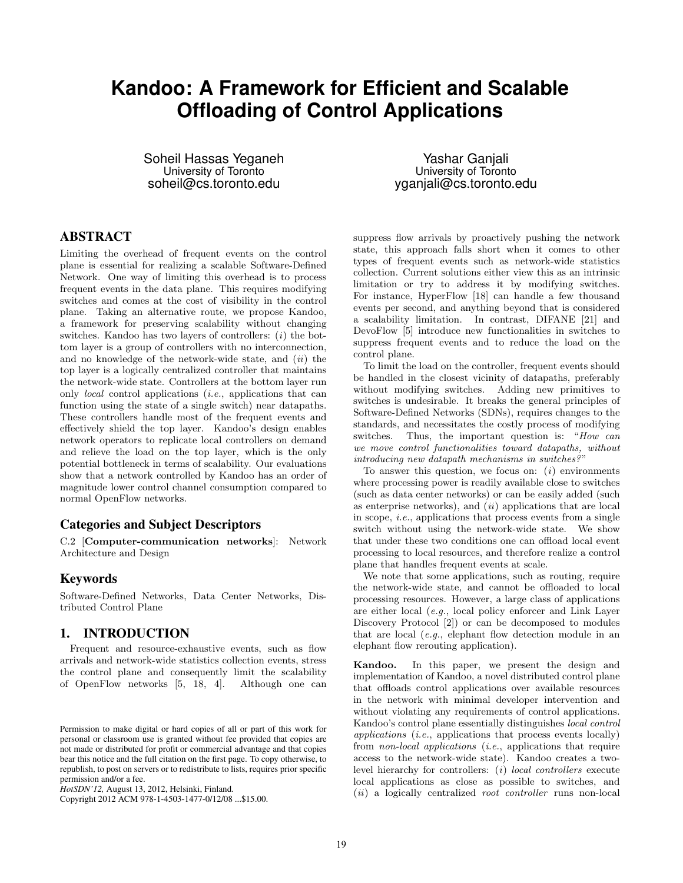# Kandoo: A Framework for Efficient and Scalable Offloading of Control Applications

Soheil Hassas Yeganeh
University of Toronto
soheil@cs.toronto.edu

Yashar Ganjali
University of Toronto
yganjali@cs.toronto.edu

## ABSTRACT

Limiting the overhead of frequent events on the control plane is essential for realizing a scalable Software-Defined Network. One way of limiting this overhead is to process frequent events in the data plane. This requires modifying switches and comes at the cost of visibility in the control plane. Taking an alternative route, we propose Kandoo, a framework for preserving scalability without changing switches. Kandoo has two layers of controllers: (*i*) the bottom layer is a group of controllers with no interconnection, and no knowledge of the network-wide state, and (*ii*) the top layer is a logically centralized controller that maintains the network-wide state. Controllers at the bottom layer run only *local* control applications (*i.e.*, applications that can function using the state of a single switch) near datapaths. These controllers handle most of the frequent events and effectively shield the top layer. Kandoo's design enables network operators to replicate local controllers on demand and relieve the load on the top layer, which is the only potential bottleneck in terms of scalability. Our evaluations show that a network controlled by Kandoo has an order of magnitude lower control channel consumption compared to normal OpenFlow networks.

### Categories and Subject Descriptors

C.2 [**Computer-communication networks**]: Network Architecture and Design

### Keywords

Software-Defined Networks, Data Center Networks, Distributed Control Plane

## 1. INTRODUCTION

Frequent and resource-exhaustive events, such as flow arrivals and network-wide statistics collection events, stress the control plane and consequently limit the scalability of OpenFlow networks [5, 18, 4]. Although one can suppress flow arrivals by proactively pushing the network state, this approach falls short when it comes to other types of frequent events such as network-wide statistics collection. Current solutions either view this as an intrinsic limitation or try to address it by modifying switches. For instance, HyperFlow [18] can handle a few thousand events per second, and anything beyond that is considered a scalability limitation. In contrast, DIFANE [21] and DevoFlow [5] introduce new functionalities in switches to suppress frequent events and to reduce the load on the control plane.

To limit the load on the controller, frequent events should be handled in the closest vicinity of datapaths, preferably without modifying switches. Adding new primitives to switches is undesirable. It breaks the general principles of Software-Defined Networks (SDNs), requires changes to the standards, and necessitates the costly process of modifying switches. Thus, the important question is: "*How can we move control functionalities toward datapaths, without introducing new datapath mechanisms in switches?*"

To answer this question, we focus on: (*i*) environments where processing power is readily available close to switches (such as data center networks) or can be easily added (such as enterprise networks), and (*ii*) applications that are local in scope, *i.e.*, applications that process events from a single switch without using the network-wide state. We show that under these two conditions one can offload local event processing to local resources, and therefore realize a control plane that handles frequent events at scale.

We note that some applications, such as routing, require the network-wide state, and cannot be offloaded to local processing resources. However, a large class of applications are either local (*e.g.*, local policy enforcer and Link Layer Discovery Protocol [2]) or can be decomposed to modules that are local (*e.g.*, elephant flow detection module in an elephant flow rerouting application).

**Kandoo.** In this paper, we present the design and implementation of Kandoo, a novel distributed control plane that offloads control applications over available resources in the network with minimal developer intervention and without violating any requirements of control applications. Kandoo's control plane essentially distinguishes *local control applications* (*i.e.*, applications that process events locally) from *non-local applications* (*i.e.*, applications that require access to the network-wide state). Kandoo creates a two-level hierarchy for controllers: (*i*) *local controllers* execute local applications as close as possible to switches, and (*ii*) a logically centralized *root controller* runs non-local

Permission to make digital or hard copies of all or part of this work for personal or classroom use is granted without fee provided that copies are not made or distributed for profit or commercial advantage and that copies bear this notice and the full citation on the first page. To copy otherwise, to republish, to post on servers or to redistribute to lists, requires prior specific permission and/or a fee.
*HotSDN'12,* August 13, 2012, Helsinki, Finland.
Copyright 2012 ACM 978-1-4503-1477-0/12/08 ...$15.00.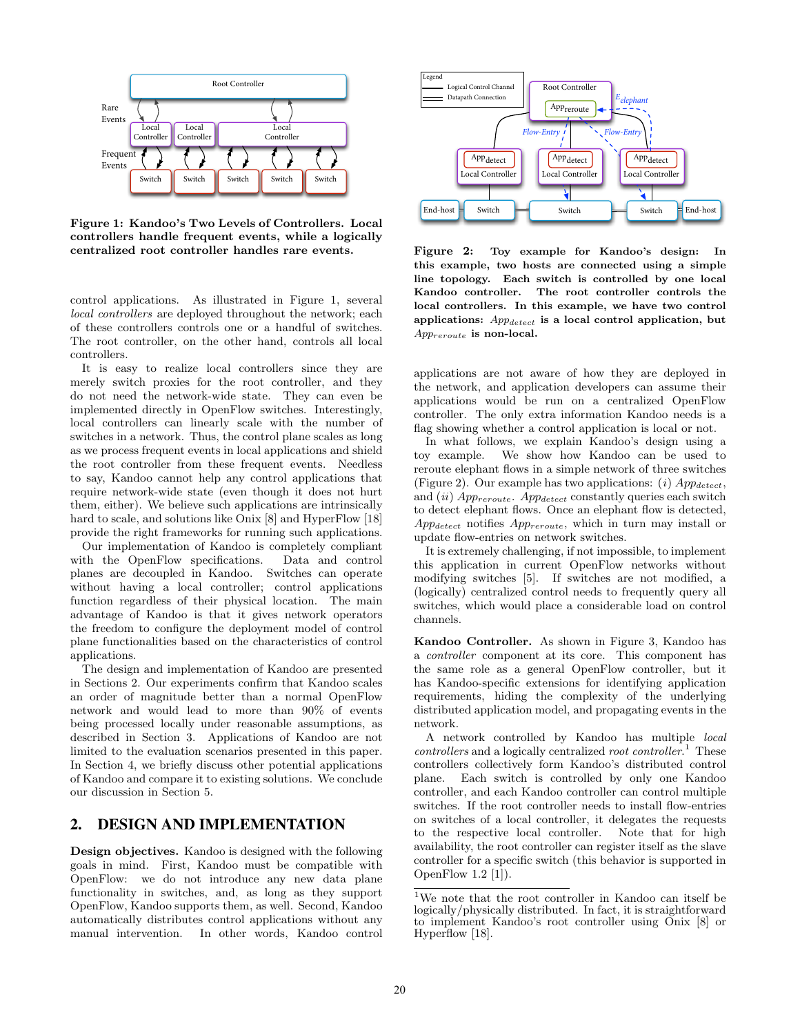**Figure 1: Kandoo's Two Levels of Controllers. Local controllers handle frequent events, while a logically centralized root controller handles rare events.**

control applications. As illustrated in Figure 1, several *local controllers* are deployed throughout the network; each of these controllers controls one or a handful of switches. The root controller, on the other hand, controls all local controllers.

It is easy to realize local controllers since they are merely switch proxies for the root controller, and they do not need the network-wide state. They can even be implemented directly in OpenFlow switches. Interestingly, local controllers can linearly scale with the number of switches in a network. Thus, the control plane scales as long as we process frequent events in local applications and shield the root controller from these frequent events. Needless to say, Kandoo cannot help any control applications that require network-wide state (even though it does not hurt them, either). We believe such applications are intrinsically hard to scale, and solutions like Onix [8] and HyperFlow [18] provide the right frameworks for running such applications.

Our implementation of Kandoo is completely compliant with the OpenFlow specifications. Data and control planes are decoupled in Kandoo. Switches can operate without having a local controller; control applications function regardless of their physical location. The main advantage of Kandoo is that it gives network operators the freedom to configure the deployment model of control plane functionalities based on the characteristics of control applications.

The design and implementation of Kandoo are presented in Sections 2. Our experiments confirm that Kandoo scales an order of magnitude better than a normal OpenFlow network and would lead to more than 90% of events being processed locally under reasonable assumptions, as described in Section 3. Applications of Kandoo are not limited to the evaluation scenarios presented in this paper. In Section 4, we briefly discuss other potential applications of Kandoo and compare it to existing solutions. We conclude our discussion in Section 5.

## 2. DESIGN AND IMPLEMENTATION

**Design objectives.** Kandoo is designed with the following goals in mind. First, Kandoo must be compatible with OpenFlow: we do not introduce any new data plane functionality in switches, and, as long as they support OpenFlow, Kandoo supports them, as well. Second, Kandoo automatically distributes control applications without any manual intervention. In other words, Kandoo control applications are not aware of how they are deployed in the network, and application developers can assume their applications would be run on a centralized OpenFlow controller. The only extra information Kandoo needs is a flag showing whether a control application is local or not.

**Figure 2: Toy example for Kandoo's design: In this example, two hosts are connected using a simple line topology. Each switch is controlled by one local Kandoo controller. The root controller controls the local controllers. In this example, we have two control applications: $App_{detect}$ is a local control application, but $App_{reroute}$ is non-local.**

In what follows, we explain Kandoo's design using a toy example. We show how Kandoo can be used to reroute elephant flows in a simple network of three switches (Figure 2). Our example has two applications: (*i*) $App_{detect}$, and (*ii*) $App_{reroute}$. $App_{detect}$ constantly queries each switch to detect elephant flows. Once an elephant flow is detected, $App_{detect}$ notifies $App_{reroute}$, which in turn may install or update flow-entries on network switches.

It is extremely challenging, if not impossible, to implement this application in current OpenFlow networks without modifying switches [5]. If switches are not modified, a (logically) centralized control needs to frequently query all switches, which would place a considerable load on control channels.

**Kandoo Controller.** As shown in Figure 3, Kandoo has a *controller* component at its core. This component has the same role as a general OpenFlow controller, but it has Kandoo-specific extensions for identifying application requirements, hiding the complexity of the underlying distributed application model, and propagating events in the network.

A network controlled by Kandoo has multiple *local controllers* and a logically centralized *root controller*.[1] These controllers collectively form Kandoo's distributed control plane. Each switch is controlled by only one Kandoo controller, and each Kandoo controller can control multiple switches. If the root controller needs to install flow-entries on switches of a local controller, it delegates the requests to the respective local controller. Note that for high availability, the root controller can register itself as the slave controller for a specific switch (this behavior is supported in OpenFlow 1.2 [1]).

[1] We note that the root controller in Kandoo can itself be logically/physically distributed. In fact, it is straightforward to implement Kandoo's root controller using Onix [8] or Hyperflow [18].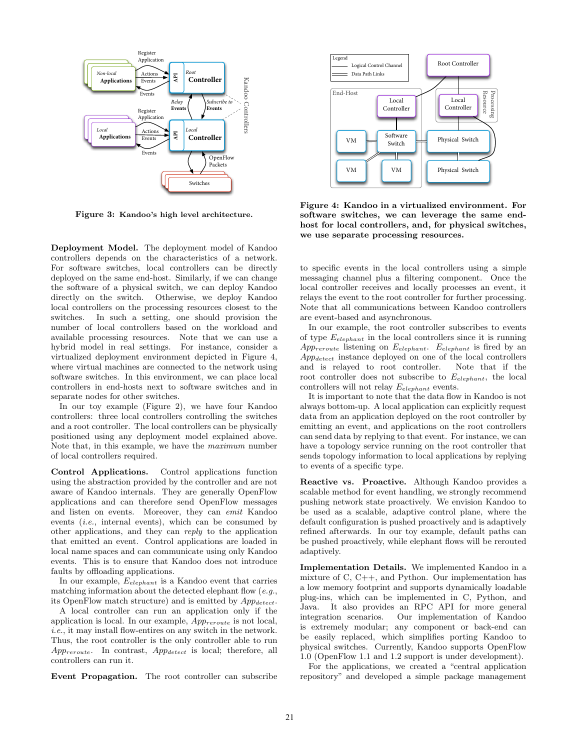Figure 3: Kandoo's high level architecture.

Figure 4: Kandoo in a virtualized environment. For software switches, we can leverage the same end-host for local controllers, and, for physical switches, we use separate processing resources.

**Deployment Model.** The deployment model of Kandoo controllers depends on the characteristics of a network. For software switches, local controllers can be directly deployed on the same end-host. Similarly, if we can change the software of a physical switch, we can deploy Kandoo directly on the switch. Otherwise, we deploy Kandoo local controllers on the processing resources closest to the switches. In such a setting, one should provision the number of local controllers based on the workload and available processing resources. Note that we can use a hybrid model in real settings. For instance, consider a virtualized deployment environment depicted in Figure 4, where virtual machines are connected to the network using software switches. In this environment, we can place local controllers in end-hosts next to software switches and in separate nodes for other switches.

In our toy example (Figure 2), we have four Kandoo controllers: three local controllers controlling the switches and a root controller. The local controllers can be physically positioned using any deployment model explained above. Note that, in this example, we have the *maximum* number of local controllers required.

**Control Applications.** Control applications function using the abstraction provided by the controller and are not aware of Kandoo internals. They are generally OpenFlow applications and can therefore send OpenFlow messages and listen on events. Moreover, they can *emit* Kandoo events (*i.e.*, internal events), which can be consumed by other applications, and they can *reply* to the application that emitted an event. Control applications are loaded in local name spaces and can communicate using only Kandoo events. This is to ensure that Kandoo does not introduce faults by offloading applications.

In our example, $E_{elephant}$ is a Kandoo event that carries matching information about the detected elephant flow (*e.g.*, its OpenFlow match structure) and is emitted by $App_{detect}$.

A local controller can run an application only if the application is local. In our example, $App_{reroute}$ is not local, *i.e.*, it may install flow-entires on any switch in the network. Thus, the root controller is the only controller able to run $App_{reroute}$. In contrast, $App_{detect}$ is local; therefore, all controllers can run it.

**Event Propagation.** The root controller can subscribe to specific events in the local controllers using a simple messaging channel plus a filtering component. Once the local controller receives and locally processes an event, it relays the event to the root controller for further processing. Note that all communications between Kandoo controllers are event-based and asynchronous.

In our example, the root controller subscribes to events of type $E_{elephant}$ in the local controllers since it is running $App_{reroute}$ listening on $E_{elephant}$. $E_{elephant}$ is fired by an $App_{detect}$ instance deployed on one of the local controllers and is relayed to root controller. Note that if the root controller does not subscribe to $E_{elephant}$, the local controllers will not relay $E_{elephant}$ events.

It is important to note that the data flow in Kandoo is not always bottom-up. A local application can explicitly request data from an application deployed on the root controller by emitting an event, and applications on the root controllers can send data by replying to that event. For instance, we can have a topology service running on the root controller that sends topology information to local applications by replying to events of a specific type.

**Reactive vs. Proactive.** Although Kandoo provides a scalable method for event handling, we strongly recommend pushing network state proactively. We envision Kandoo to be used as a scalable, adaptive control plane, where the default configuration is pushed proactively and is adaptively refined afterwards. In our toy example, default paths can be pushed proactively, while elephant flows will be rerouted adaptively.

**Implementation Details.** We implemented Kandoo in a mixture of C, C++, and Python. Our implementation has a low memory footprint and supports dynamically loadable plug-ins, which can be implemented in C, Python, and Java. It also provides an RPC API for more general integration scenarios. Our implementation of Kandoo is extremely modular; any component or back-end can be easily replaced, which simplifies porting Kandoo to physical switches. Currently, Kandoo supports OpenFlow 1.0 (OpenFlow 1.1 and 1.2 support is under development).

For the applications, we created a "central application repository" and developed a simple package management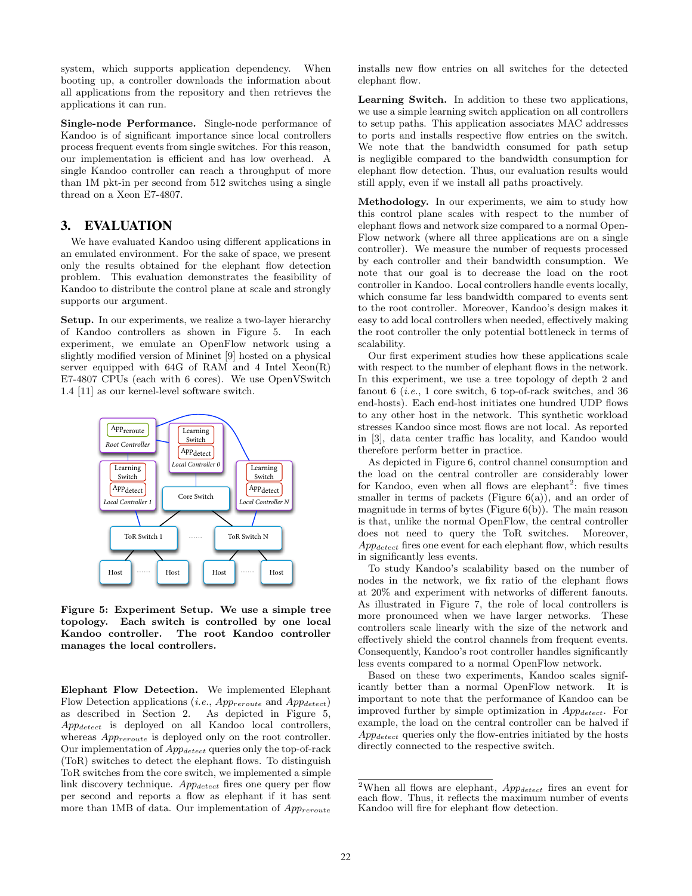system, which supports application dependency. When booting up, a controller downloads the information about all applications from the repository and then retrieves the applications it can run.

**Single-node Performance.** Single-node performance of Kandoo is of significant importance since local controllers process frequent events from single switches. For this reason, our implementation is efficient and has low overhead. A single Kandoo controller can reach a throughput of more than 1M pkt-in per second from 512 switches using a single thread on a Xeon E7-4807.

## 3. EVALUATION

We have evaluated Kandoo using different applications in an emulated environment. For the sake of space, we present only the results obtained for the elephant flow detection problem. This evaluation demonstrates the feasibility of Kandoo to distribute the control plane at scale and strongly supports our argument.

**Setup.** In our experiments, we realize a two-layer hierarchy of Kandoo controllers as shown in Figure 5. In each experiment, we emulate an OpenFlow network using a slightly modified version of Mininet [9] hosted on a physical server equipped with 64G of RAM and 4 Intel Xeon(R) E7-4807 CPUs (each with 6 cores). We use OpenVSwitch 1.4 [11] as our kernel-level software switch.

**Figure 5: Experiment Setup. We use a simple tree topology. Each switch is controlled by one local Kandoo controller. The root Kandoo controller manages the local controllers.**

**Elephant Flow Detection.** We implemented Elephant Flow Detection applications (*i.e.*, $App_{reroute}$ and $App_{detect}$) as described in Section 2. As depicted in Figure 5, $App_{detect}$ is deployed on all Kandoo local controllers, whereas $App_{reroute}$ is deployed only on the root controller. Our implementation of $App_{detect}$ queries only the top-of-rack (ToR) switches to detect the elephant flows. To distinguish ToR switches from the core switch, we implemented a simple link discovery technique. $App_{detect}$ fires one query per flow per second and reports a flow as elephant if it has sent more than 1MB of data. Our implementation of $App_{reroute}$ installs new flow entries on all switches for the detected elephant flow.

**Learning Switch.** In addition to these two applications, we use a simple learning switch application on all controllers to setup paths. This application associates MAC addresses to ports and installs respective flow entries on the switch. We note that the bandwidth consumed for path setup is negligible compared to the bandwidth consumption for elephant flow detection. Thus, our evaluation results would still apply, even if we install all paths proactively.

**Methodology.** In our experiments, we aim to study how this control plane scales with respect to the number of elephant flows and network size compared to a normal OpenFlow network (where all three applications are on a single controller). We measure the number of requests processed by each controller and their bandwidth consumption. We note that our goal is to decrease the load on the root controller in Kandoo. Local controllers handle events locally, which consume far less bandwidth compared to events sent to the root controller. Moreover, Kandoo's design makes it easy to add local controllers when needed, effectively making the root controller the only potential bottleneck in terms of scalability.

Our first experiment studies how these applications scale with respect to the number of elephant flows in the network. In this experiment, we use a tree topology of depth 2 and fanout 6 (*i.e.*, 1 core switch, 6 top-of-rack switches, and 36 end-hosts). Each end-host initiates one hundred UDP flows to any other host in the network. This synthetic workload stresses Kandoo since most flows are not local. As reported in [3], data center traffic has locality, and Kandoo would therefore perform better in practice.

As depicted in Figure 6, control channel consumption and the load on the central controller are considerably lower for Kandoo, even when all flows are elephant[2]: five times smaller in terms of packets (Figure 6(a)), and an order of magnitude in terms of bytes (Figure 6(b)). The main reason is that, unlike the normal OpenFlow, the central controller does not need to query the ToR switches. Moreover, $App_{detect}$ fires one event for each elephant flow, which results in significantly less events.

To study Kandoo's scalability based on the number of nodes in the network, we fix ratio of the elephant flows at 20% and experiment with networks of different fanouts. As illustrated in Figure 7, the role of local controllers is more pronounced when we have larger networks. These controllers scale linearly with the size of the network and effectively shield the control channels from frequent events. Consequently, Kandoo's root controller handles significantly less events compared to a normal OpenFlow network.

Based on these two experiments, Kandoo scales significantly better than a normal OpenFlow network. It is important to note that the performance of Kandoo can be improved further by simple optimization in $App_{detect}$. For example, the load on the central controller can be halved if $App_{detect}$ queries only the flow-entries initiated by the hosts directly connected to the respective switch.

[2]When all flows are elephant, $App_{detect}$ fires an event for each flow. Thus, it reflects the maximum number of events Kandoo will fire for elephant flow detection.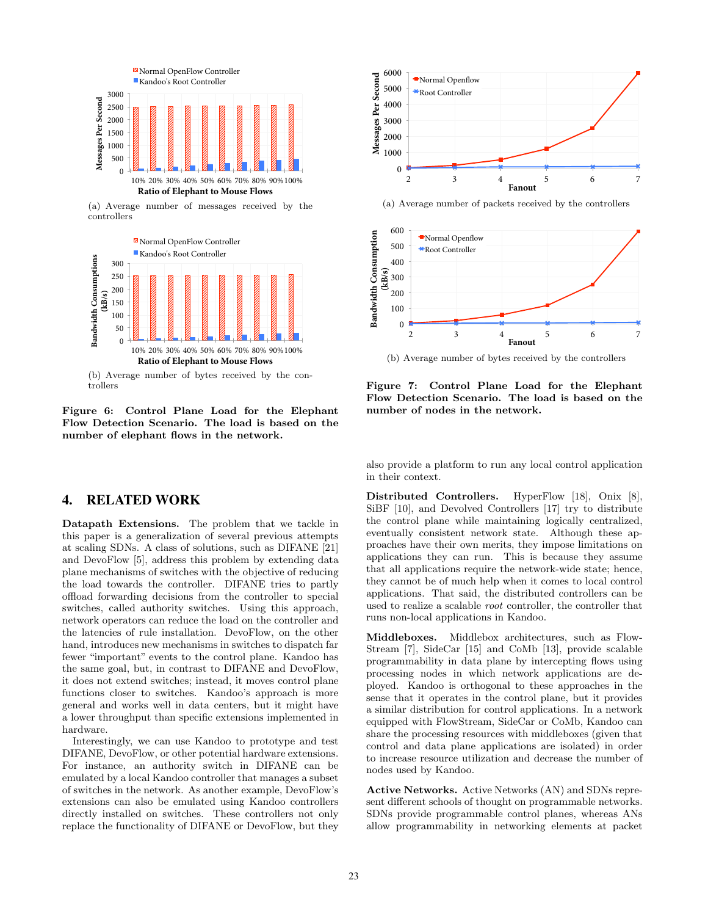(a) Average number of messages received by the controllers

(b) Average number of bytes received by the controllers

**Figure 6: Control Plane Load for the Elephant Flow Detection Scenario. The load is based on the number of elephant flows in the network.**

(a) Average number of packets received by the controllers

(b) Average number of bytes received by the controllers

**Figure 7: Control Plane Load for the Elephant Flow Detection Scenario. The load is based on the number of nodes in the network.**

## 4. RELATED WORK

**Datapath Extensions.** The problem that we tackle in this paper is a generalization of several previous attempts at scaling SDNs. A class of solutions, such as DIFANE [21] and DevoFlow [5], address this problem by extending data plane mechanisms of switches with the objective of reducing the load towards the controller. DIFANE tries to partly offload forwarding decisions from the controller to special switches, called authority switches. Using this approach, network operators can reduce the load on the controller and the latencies of rule installation. DevoFlow, on the other hand, introduces new mechanisms in switches to dispatch far fewer "important" events to the control plane. Kandoo has the same goal, but, in contrast to DIFANE and DevoFlow, it does not extend switches; instead, it moves control plane functions closer to switches. Kandoo's approach is more general and works well in data centers, but it might have a lower throughput than specific extensions implemented in hardware.

Interestingly, we can use Kandoo to prototype and test DIFANE, DevoFlow, or other potential hardware extensions. For instance, an authority switch in DIFANE can be emulated by a local Kandoo controller that manages a subset of switches in the network. As another example, DevoFlow's extensions can also be emulated using Kandoo controllers directly installed on switches. These controllers not only replace the functionality of DIFANE or DevoFlow, but they also provide a platform to run any local control application in their context.

**Distributed Controllers.** HyperFlow [18], Onix [8], SiBF [10], and Devolved Controllers [17] try to distribute the control plane while maintaining logically centralized, eventually consistent network state. Although these approaches have their own merits, they impose limitations on applications they can run. This is because they assume that all applications require the network-wide state; hence, they cannot be of much help when it comes to local control applications. That said, the distributed controllers can be used to realize a scalable *root* controller, the controller that runs non-local applications in Kandoo.

**Middleboxes.** Middlebox architectures, such as FlowStream [7], SideCar [15] and CoMb [13], provide scalable programmability in data plane by intercepting flows using processing nodes in which network applications are deployed. Kandoo is orthogonal to these approaches in the sense that it operates in the control plane, but it provides a similar distribution for control applications. In a network equipped with FlowStream, SideCar or CoMb, Kandoo can share the processing resources with middleboxes (given that control and data plane applications are isolated) in order to increase resource utilization and decrease the number of nodes used by Kandoo.

**Active Networks.** Active Networks (AN) and SDNs represent different schools of thought on programmable networks. SDNs provide programmable control planes, whereas ANs allow programmability in networking elements at packet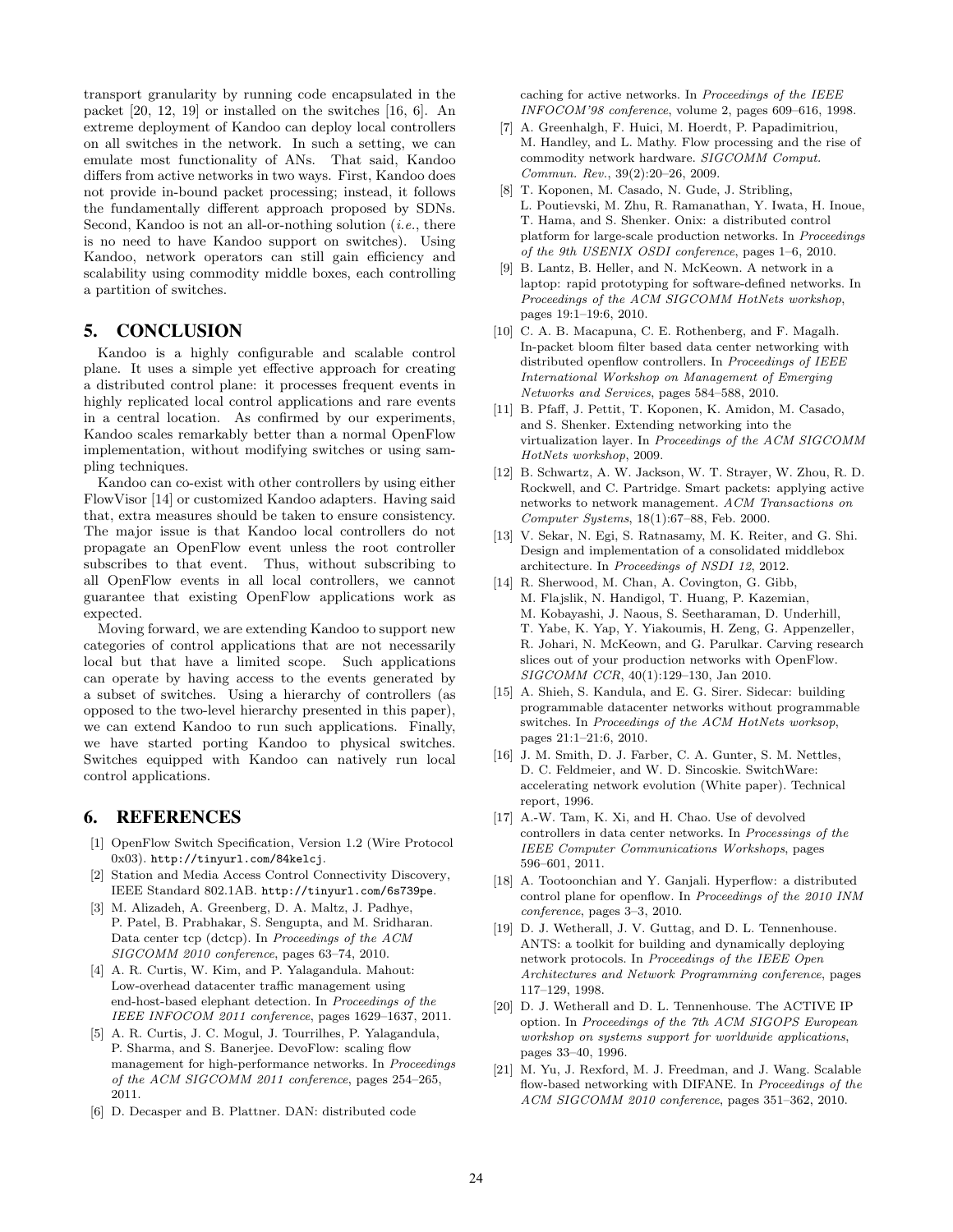transport granularity by running code encapsulated in the packet [20, 12, 19] or installed on the switches [16, 6]. An extreme deployment of Kandoo can deploy local controllers on all switches in the network. In such a setting, we can emulate most functionality of ANs. That said, Kandoo differs from active networks in two ways. First, Kandoo does not provide in-bound packet processing; instead, it follows the fundamentally different approach proposed by SDNs. Second, Kandoo is not an all-or-nothing solution (*i.e.*, there is no need to have Kandoo support on switches). Using Kandoo, network operators can still gain efficiency and scalability using commodity middle boxes, each controlling a partition of switches.

## 5. CONCLUSION

Kandoo is a highly configurable and scalable control plane. It uses a simple yet effective approach for creating a distributed control plane: it processes frequent events in highly replicated local control applications and rare events in a central location. As confirmed by our experiments, Kandoo scales remarkably better than a normal OpenFlow implementation, without modifying switches or using sampling techniques.

Kandoo can co-exist with other controllers by using either FlowVisor [14] or customized Kandoo adapters. Having said that, extra measures should be taken to ensure consistency. The major issue is that Kandoo local controllers do not propagate an OpenFlow event unless the root controller subscribes to that event. Thus, without subscribing to all OpenFlow events in all local controllers, we cannot guarantee that existing OpenFlow applications work as expected.

Moving forward, we are extending Kandoo to support new categories of control applications that are not necessarily local but that have a limited scope. Such applications can operate by having access to the events generated by a subset of switches. Using a hierarchy of controllers (as opposed to the two-level hierarchy presented in this paper), we can extend Kandoo to run such applications. Finally, we have started porting Kandoo to physical switches. Switches equipped with Kandoo can natively run local control applications.

## 6. REFERENCES

[1] OpenFlow Switch Specification, Version 1.2 (Wire Protocol 0x03). `http://tinyurl.com/84kelcj`.

[2] Station and Media Access Control Connectivity Discovery, IEEE Standard 802.1AB. `http://tinyurl.com/6s739pe`.

[3] M. Alizadeh, A. Greenberg, D. A. Maltz, J. Padhye, P. Patel, B. Prabhakar, S. Sengupta, and M. Sridharan. Data center tcp (dctcp). In *Proceedings of the ACM SIGCOMM 2010 conference*, pages 63–74, 2010.

[4] A. R. Curtis, W. Kim, and P. Yalagandula. Mahout: Low-overhead datacenter traffic management using end-host-based elephant detection. In *Proceedings of the IEEE INFOCOM 2011 conference*, pages 1629–1637, 2011.

[5] A. R. Curtis, J. C. Mogul, J. Tourrilhes, P. Yalagandula, P. Sharma, and S. Banerjee. DevoFlow: scaling flow management for high-performance networks. In *Proceedings of the ACM SIGCOMM 2011 conference*, pages 254–265, 2011.

[6] D. Decasper and B. Plattner. DAN: distributed code caching for active networks. In *Proceedings of the IEEE INFOCOM'98 conference*, volume 2, pages 609–616, 1998.

[7] A. Greenhalgh, F. Huici, M. Hoerdt, P. Papadimitriou, M. Handley, and L. Mathy. Flow processing and the rise of commodity network hardware. *SIGCOMM Comput. Commun. Rev.*, 39(2):20–26, 2009.

[8] T. Koponen, M. Casado, N. Gude, J. Stribling, L. Poutievski, M. Zhu, R. Ramanathan, Y. Iwata, H. Inoue, T. Hama, and S. Shenker. Onix: a distributed control platform for large-scale production networks. In *Proceedings of the 9th USENIX OSDI conference*, pages 1–6, 2010.

[9] B. Lantz, B. Heller, and N. McKeown. A network in a laptop: rapid prototyping for software-defined networks. In *Proceedings of the ACM SIGCOMM HotNets workshop*, pages 19:1–19:6, 2010.

[10] C. A. B. Macapuna, C. E. Rothenberg, and F. Magalh. In-packet bloom filter based data center networking with distributed openflow controllers. In *Proceedings of IEEE International Workshop on Management of Emerging Networks and Services*, pages 584–588, 2010.

[11] B. Pfaff, J. Pettit, T. Koponen, K. Amidon, M. Casado, and S. Shenker. Extending networking into the virtualization layer. In *Proceedings of the ACM SIGCOMM HotNets workshop*, 2009.

[12] B. Schwartz, A. W. Jackson, W. T. Strayer, W. Zhou, R. D. Rockwell, and C. Partridge. Smart packets: applying active networks to network management. *ACM Transactions on Computer Systems*, 18(1):67–88, Feb. 2000.

[13] V. Sekar, N. Egi, S. Ratnasamy, M. K. Reiter, and G. Shi. Design and implementation of a consolidated middlebox architecture. In *Proceedings of NSDI 12*, 2012.

[14] R. Sherwood, M. Chan, A. Covington, G. Gibb, M. Flajslik, N. Handigol, T. Huang, P. Kazemian, M. Kobayashi, J. Naous, S. Seetharaman, D. Underhill, T. Yabe, K. Yap, Y. Yiakoumis, H. Zeng, G. Appenzeller, R. Johari, N. McKeown, and G. Parulkar. Carving research slices out of your production networks with OpenFlow. *SIGCOMM CCR*, 40(1):129–130, Jan 2010.

[15] A. Shieh, S. Kandula, and E. G. Sirer. Sidecar: building programmable datacenter networks without programmable switches. In *Proceedings of the ACM HotNets worksop*, pages 21:1–21:6, 2010.

[16] J. M. Smith, D. J. Farber, C. A. Gunter, S. M. Nettles, D. C. Feldmeier, and W. D. Sincoskie. SwitchWare: accelerating network evolution (White paper). Technical report, 1996.

[17] A.-W. Tam, K. Xi, and H. Chao. Use of devolved controllers in data center networks. In *Processings of the IEEE Computer Communications Workshops*, pages 596–601, 2011.

[18] A. Tootoonchian and Y. Ganjali. Hyperflow: a distributed control plane for openflow. In *Proceedings of the 2010 INM conference*, pages 3–3, 2010.

[19] D. J. Wetherall, J. V. Guttag, and D. L. Tennenhouse. ANTS: a toolkit for building and dynamically deploying network protocols. In *Proceedings of the IEEE Open Architectures and Network Programming conference*, pages 117–129, 1998.

[20] D. J. Wetherall and D. L. Tennenhouse. The ACTIVE IP option. In *Proceedings of the 7th ACM SIGOPS European workshop on systems support for worldwide applications*, pages 33–40, 1996.

[21] M. Yu, J. Rexford, M. J. Freedman, and J. Wang. Scalable flow-based networking with DIFANE. In *Proceedings of the ACM SIGCOMM 2010 conference*, pages 351–362, 2010.